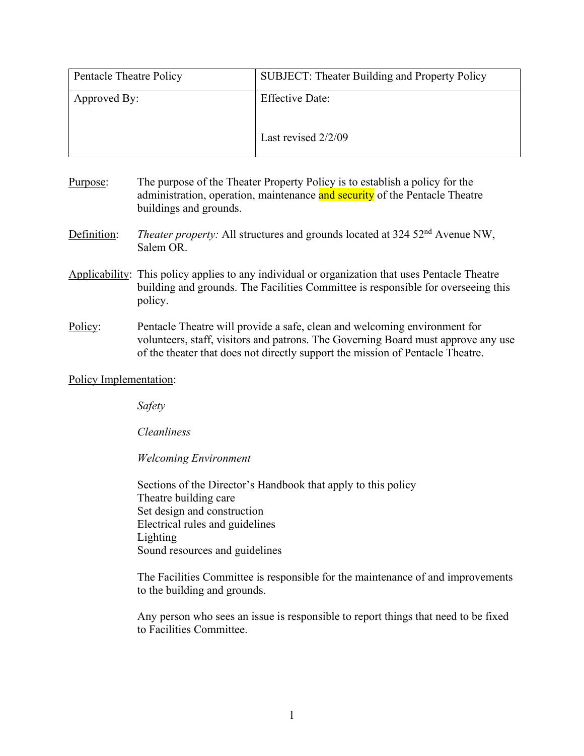| Pentacle Theatre Policy | SUBJECT: Theater Building and Property Policy |
|---|---|
| Approved By: | Effective Date:<br><br>Last revised 2/2/09 |

Purpose: The purpose of the Theater Property Policy is to establish a policy for the administration, operation, maintenance and security of the Pentacle Theatre buildings and grounds.

Definition: *Theater property:* All structures and grounds located at 324 52nd Avenue NW, Salem OR.

Applicability: This policy applies to any individual or organization that uses Pentacle Theatre building and grounds. The Facilities Committee is responsible for overseeing this policy.

Policy: Pentacle Theatre will provide a safe, clean and welcoming environment for volunteers, staff, visitors and patrons. The Governing Board must approve any use of the theater that does not directly support the mission of Pentacle Theatre.

Policy Implementation:

*Safety*

*Cleanliness*

*Welcoming Environment*

Sections of the Director's Handbook that apply to this policy
Theatre building care
Set design and construction
Electrical rules and guidelines
Lighting
Sound resources and guidelines

The Facilities Committee is responsible for the maintenance of and improvements to the building and grounds.

Any person who sees an issue is responsible to report things that need to be fixed to Facilities Committee.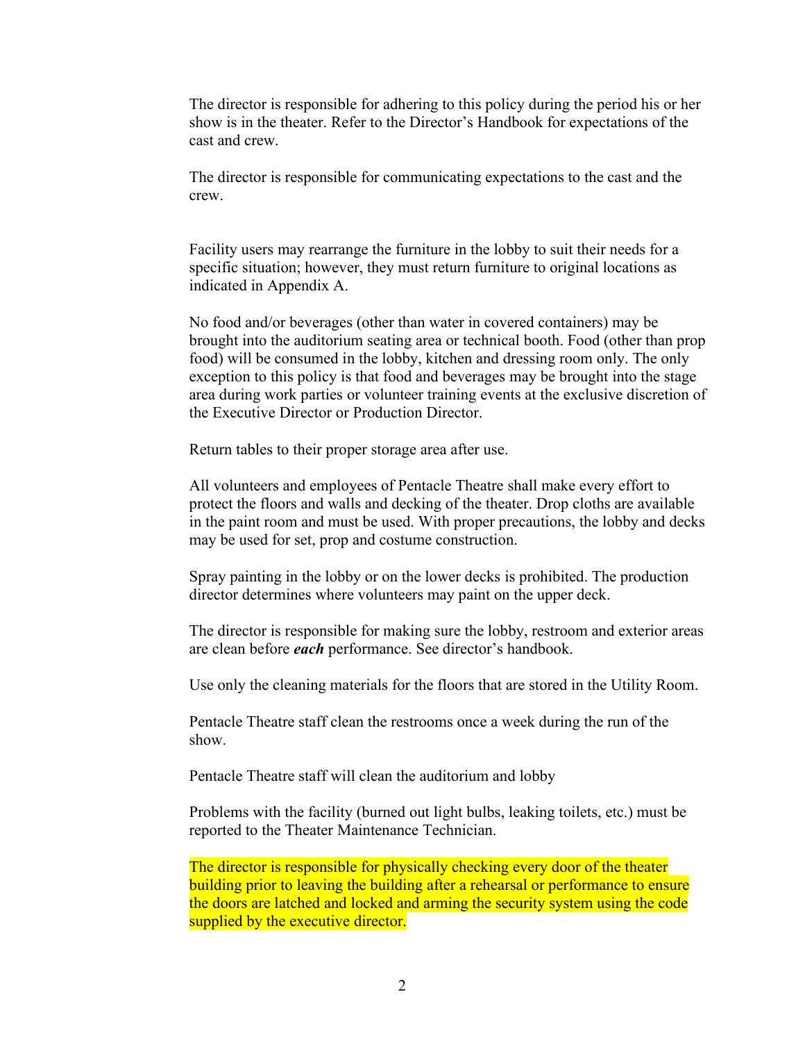The director is responsible for adhering to this policy during the period his or her show is in the theater. Refer to the Director's Handbook for expectations of the cast and crew.

The director is responsible for communicating expectations to the cast and the crew.

Facility users may rearrange the furniture in the lobby to suit their needs for a specific situation; however, they must return furniture to original locations as indicated in Appendix A.

No food and/or beverages (other than water in covered containers) may be brought into the auditorium seating area or technical booth. Food (other than prop food) will be consumed in the lobby, kitchen and dressing room only. The only exception to this policy is that food and beverages may be brought into the stage area during work parties or volunteer training events at the exclusive discretion of the Executive Director or Production Director.

Return tables to their proper storage area after use.

All volunteers and employees of Pentacle Theatre shall make every effort to protect the floors and walls and decking of the theater. Drop cloths are available in the paint room and must be used. With proper precautions, the lobby and decks may be used for set, prop and costume construction.

Spray painting in the lobby or on the lower decks is prohibited. The production director determines where volunteers may paint on the upper deck.

The director is responsible for making sure the lobby, restroom and exterior areas are clean before ***each*** performance. See director's handbook.

Use only the cleaning materials for the floors that are stored in the Utility Room.

Pentacle Theatre staff clean the restrooms once a week during the run of the show.

Pentacle Theatre staff will clean the auditorium and lobby

Problems with the facility (burned out light bulbs, leaking toilets, etc.) must be reported to the Theater Maintenance Technician.

The director is responsible for physically checking every door of the theater building prior to leaving the building after a rehearsal or performance to ensure the doors are latched and locked and arming the security system using the code supplied by the executive director.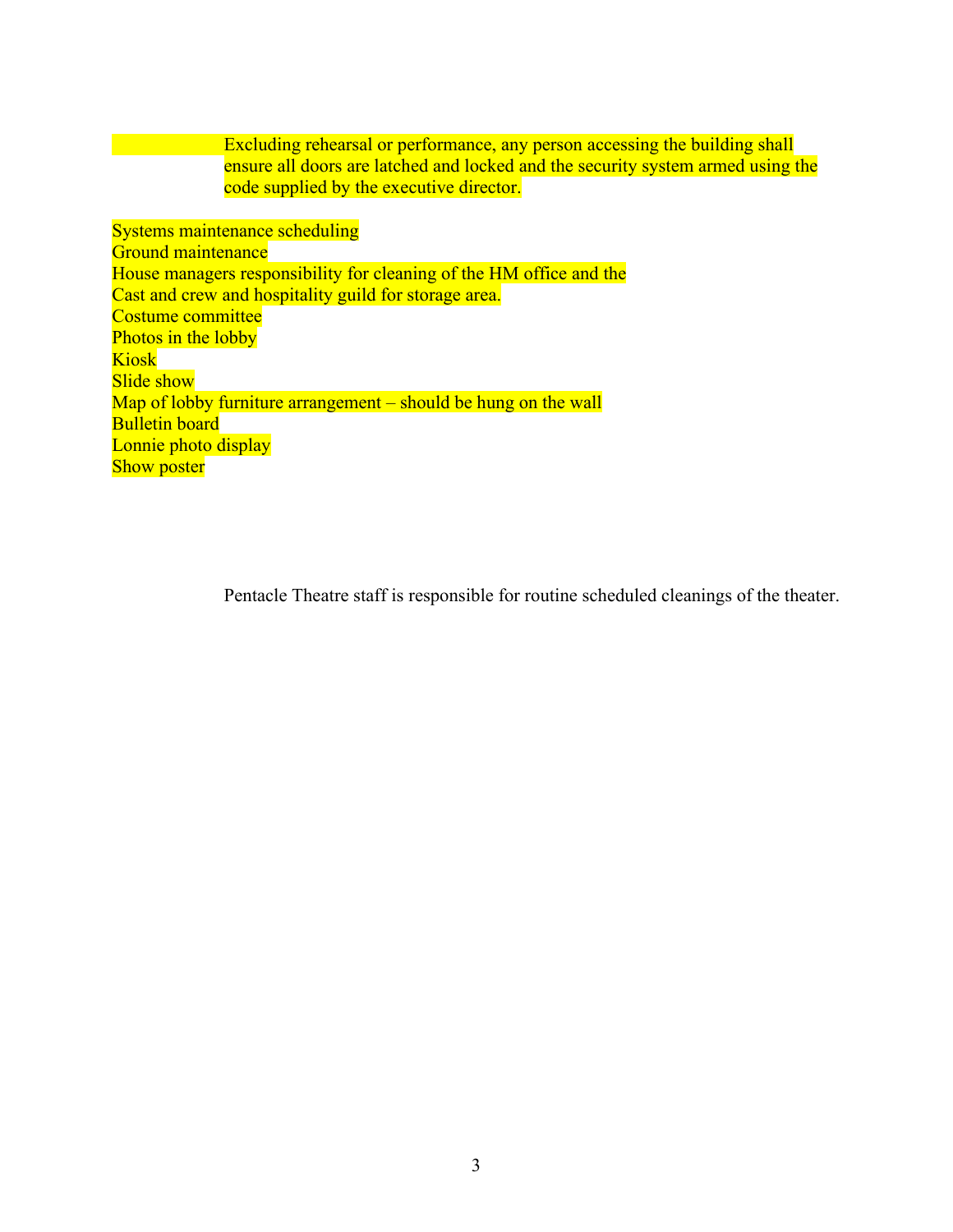Excluding rehearsal or performance, any person accessing the building shall ensure all doors are latched and locked and the security system armed using the code supplied by the executive director.

Systems maintenance scheduling
Ground maintenance
House managers responsibility for cleaning of the HM office and the
Cast and crew and hospitality guild for storage area.
Costume committee
Photos in the lobby
Kiosk
Slide show
Map of lobby furniture arrangement – should be hung on the wall
Bulletin board
Lonnie photo display
Show poster

Pentacle Theatre staff is responsible for routine scheduled cleanings of the theater.